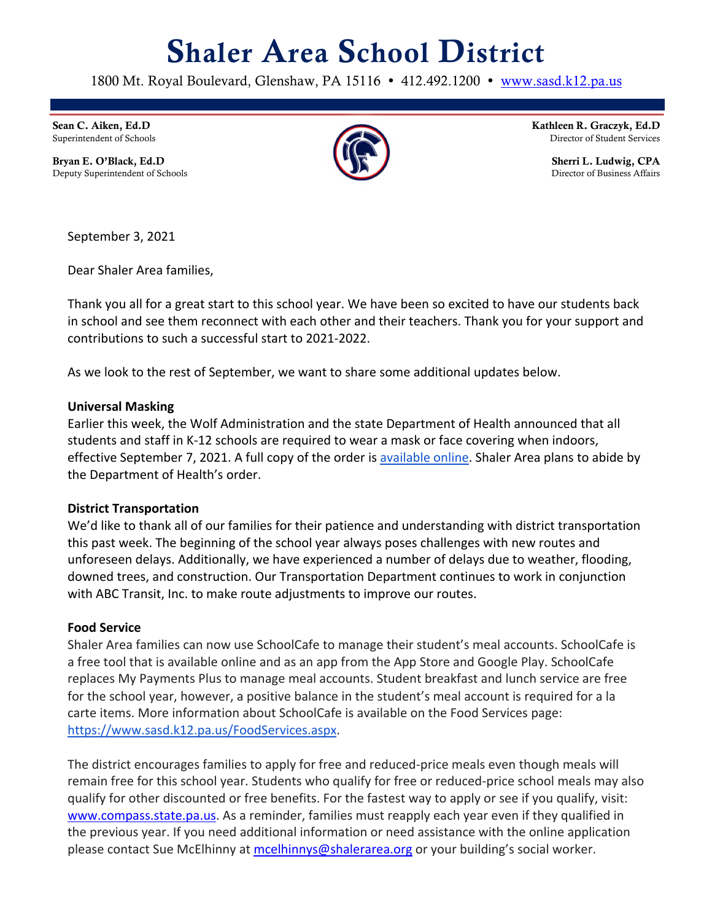# Shaler Area School District

1800 Mt. Royal Boulevard, Glenshaw, PA 15116 • 412.492.1200 • [www.sasd.k12.pa.us](http://www.sasd.k12.pa.us)

**Sean C. Aiken, Ed.D**
Superintendent of Schools

**Bryan E. O'Black, Ed.D**
Deputy Superintendent of Schools

**Kathleen R. Graczyk, Ed.D**
Director of Student Services

**Sherri L. Ludwig, CPA**
Director of Business Affairs

September 3, 2021

Dear Shaler Area families,

Thank you all for a great start to this school year. We have been so excited to have our students back in school and see them reconnect with each other and their teachers. Thank you for your support and contributions to such a successful start to 2021-2022.

As we look to the rest of September, we want to share some additional updates below.

**Universal Masking**

Earlier this week, the Wolf Administration and the state Department of Health announced that all students and staff in K-12 schools are required to wear a mask or face covering when indoors, effective September 7, 2021. A full copy of the order is available online. Shaler Area plans to abide by the Department of Health's order.

**District Transportation**

We'd like to thank all of our families for their patience and understanding with district transportation this past week. The beginning of the school year always poses challenges with new routes and unforeseen delays. Additionally, we have experienced a number of delays due to weather, flooding, downed trees, and construction. Our Transportation Department continues to work in conjunction with ABC Transit, Inc. to make route adjustments to improve our routes.

**Food Service**

Shaler Area families can now use SchoolCafe to manage their student's meal accounts. SchoolCafe is a free tool that is available online and as an app from the App Store and Google Play. SchoolCafe replaces My Payments Plus to manage meal accounts. Student breakfast and lunch service are free for the school year, however, a positive balance in the student's meal account is required for a la carte items. More information about SchoolCafe is available on the Food Services page: https://www.sasd.k12.pa.us/FoodServices.aspx.

The district encourages families to apply for free and reduced-price meals even though meals will remain free for this school year. Students who qualify for free or reduced-price school meals may also qualify for other discounted or free benefits. For the fastest way to apply or see if you qualify, visit: www.compass.state.pa.us. As a reminder, families must reapply each year even if they qualified in the previous year. If you need additional information or need assistance with the online application please contact Sue McElhinny at mcelhinnys@shalerarea.org or your building's social worker.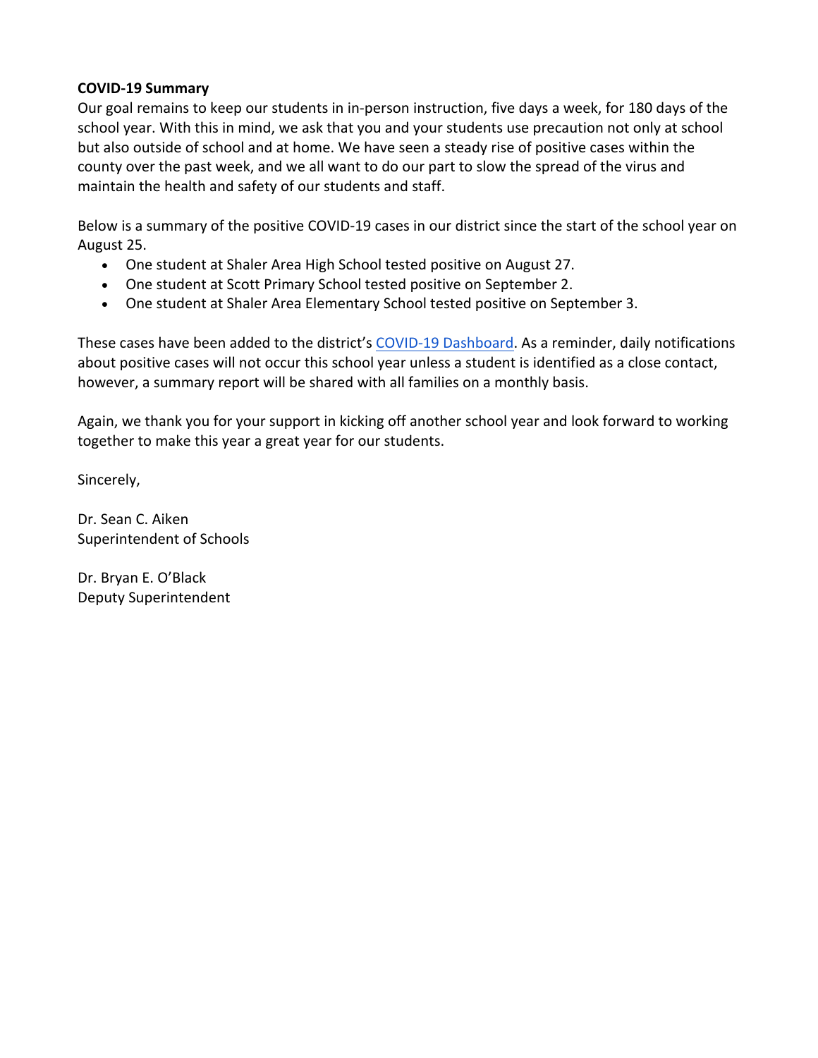**COVID-19 Summary**

Our goal remains to keep our students in in-person instruction, five days a week, for 180 days of the school year. With this in mind, we ask that you and your students use precaution not only at school but also outside of school and at home. We have seen a steady rise of positive cases within the county over the past week, and we all want to do our part to slow the spread of the virus and maintain the health and safety of our students and staff.

Below is a summary of the positive COVID-19 cases in our district since the start of the school year on August 25.

- One student at Shaler Area High School tested positive on August 27.
- One student at Scott Primary School tested positive on September 2.
- One student at Shaler Area Elementary School tested positive on September 3.

These cases have been added to the district's COVID-19 Dashboard. As a reminder, daily notifications about positive cases will not occur this school year unless a student is identified as a close contact, however, a summary report will be shared with all families on a monthly basis.

Again, we thank you for your support in kicking off another school year and look forward to working together to make this year a great year for our students.

Sincerely,

Dr. Sean C. Aiken
Superintendent of Schools

Dr. Bryan E. O'Black
Deputy Superintendent